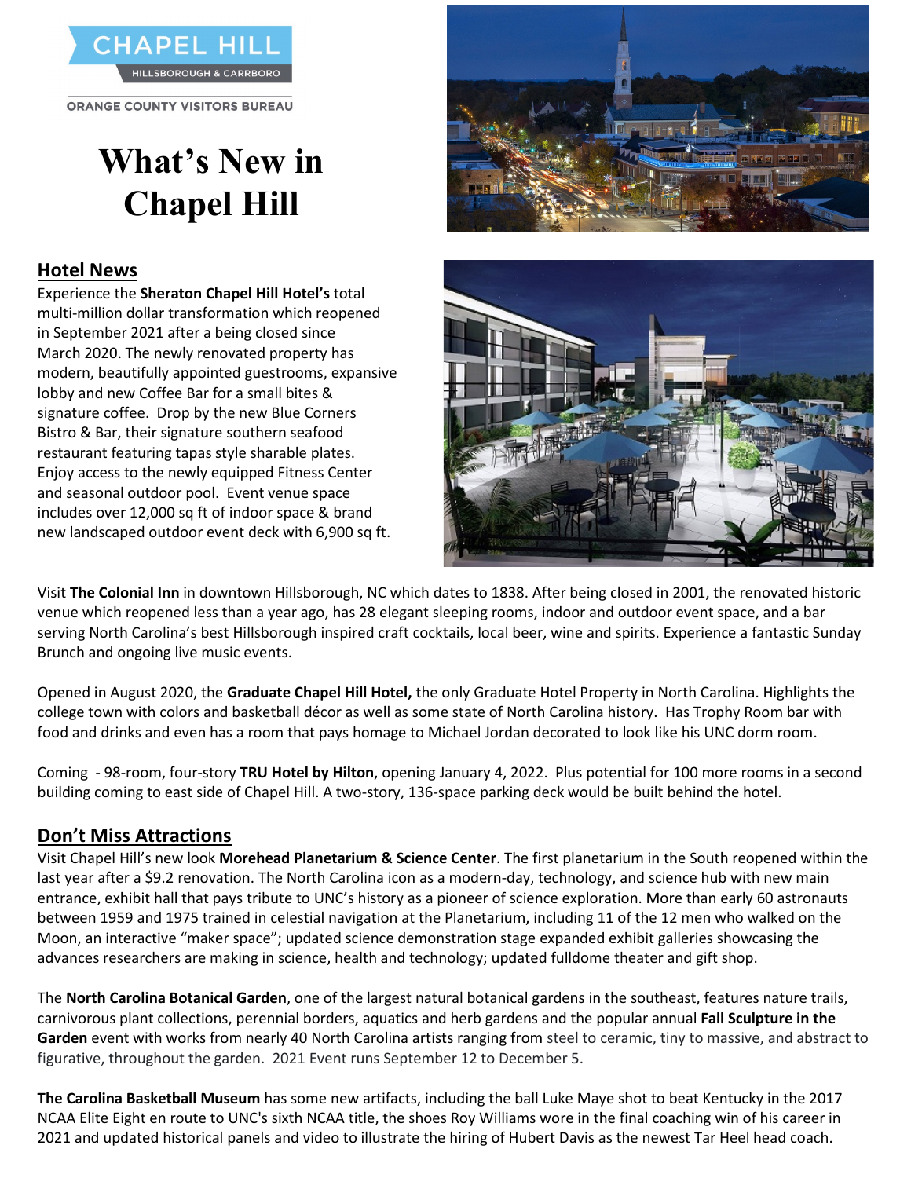CHAPEL HILL
HILLSBOROUGH & CARRBORO

ORANGE COUNTY VISITORS BUREAU

# What's New in Chapel Hill

## Hotel News

Experience the **Sheraton Chapel Hill Hotel's** total multi-million dollar transformation which reopened in September 2021 after a being closed since March 2020. The newly renovated property has modern, beautifully appointed guestrooms, expansive lobby and new Coffee Bar for a small bites & signature coffee. Drop by the new Blue Corners Bistro & Bar, their signature southern seafood restaurant featuring tapas style sharable plates. Enjoy access to the newly equipped Fitness Center and seasonal outdoor pool. Event venue space includes over 12,000 sq ft of indoor space & brand new landscaped outdoor event deck with 6,900 sq ft.

Visit **The Colonial Inn** in downtown Hillsborough, NC which dates to 1838. After being closed in 2001, the renovated historic venue which reopened less than a year ago, has 28 elegant sleeping rooms, indoor and outdoor event space, and a bar serving North Carolina's best Hillsborough inspired craft cocktails, local beer, wine and spirits. Experience a fantastic Sunday Brunch and ongoing live music events.

Opened in August 2020, the **Graduate Chapel Hill Hotel,** the only Graduate Hotel Property in North Carolina. Highlights the college town with colors and basketball décor as well as some state of North Carolina history. Has Trophy Room bar with food and drinks and even has a room that pays homage to Michael Jordan decorated to look like his UNC dorm room.

Coming - 98-room, four-story **TRU Hotel by Hilton**, opening January 4, 2022. Plus potential for 100 more rooms in a second building coming to east side of Chapel Hill. A two-story, 136-space parking deck would be built behind the hotel.

## Don't Miss Attractions

Visit Chapel Hill's new look **Morehead Planetarium & Science Center**. The first planetarium in the South reopened within the last year after a $9.2 renovation. The North Carolina icon as a modern-day, technology, and science hub with new main entrance, exhibit hall that pays tribute to UNC's history as a pioneer of science exploration. More than early 60 astronauts between 1959 and 1975 trained in celestial navigation at the Planetarium, including 11 of the 12 men who walked on the Moon, an interactive "maker space"; updated science demonstration stage expanded exhibit galleries showcasing the advances researchers are making in science, health and technology; updated fulldome theater and gift shop.

The **North Carolina Botanical Garden**, one of the largest natural botanical gardens in the southeast, features nature trails, carnivorous plant collections, perennial borders, aquatics and herb gardens and the popular annual **Fall Sculpture in the Garden** event with works from nearly 40 North Carolina artists ranging from steel to ceramic, tiny to massive, and abstract to figurative, throughout the garden. 2021 Event runs September 12 to December 5.

**The Carolina Basketball Museum** has some new artifacts, including the ball Luke Maye shot to beat Kentucky in the 2017 NCAA Elite Eight en route to UNC's sixth NCAA title, the shoes Roy Williams wore in the final coaching win of his career in 2021 and updated historical panels and video to illustrate the hiring of Hubert Davis as the newest Tar Heel head coach.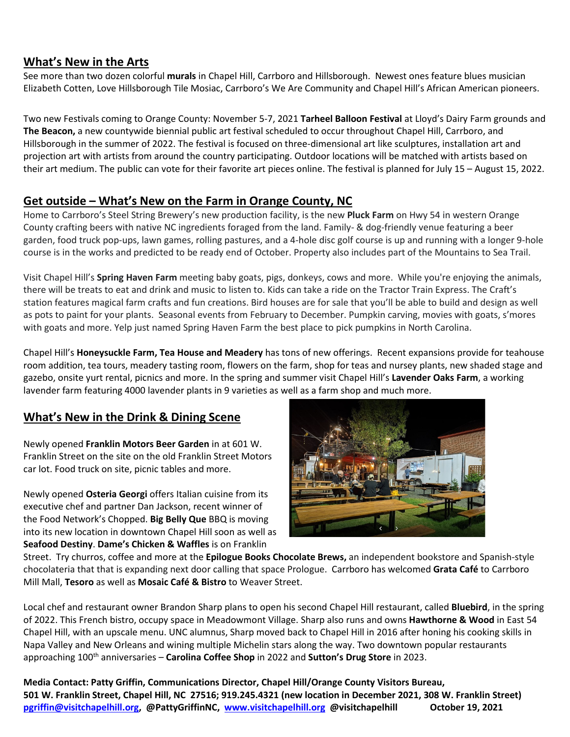## What's New in the Arts

See more than two dozen colorful **murals** in Chapel Hill, Carrboro and Hillsborough. Newest ones feature blues musician Elizabeth Cotten, Love Hillsborough Tile Mosiac, Carrboro's We Are Community and Chapel Hill's African American pioneers.

Two new Festivals coming to Orange County: November 5-7, 2021 **Tarheel Balloon Festival** at Lloyd's Dairy Farm grounds and **The Beacon,** a new countywide biennial public art festival scheduled to occur throughout Chapel Hill, Carrboro, and Hillsborough in the summer of 2022. The festival is focused on three-dimensional art like sculptures, installation art and projection art with artists from around the country participating. Outdoor locations will be matched with artists based on their art medium. The public can vote for their favorite art pieces online. The festival is planned for July 15 – August 15, 2022.

## Get outside – What's New on the Farm in Orange County, NC

Home to Carrboro's Steel String Brewery's new production facility, is the new **Pluck Farm** on Hwy 54 in western Orange County crafting beers with native NC ingredients foraged from the land. Family- & dog-friendly venue featuring a beer garden, food truck pop-ups, lawn games, rolling pastures, and a 4-hole disc golf course is up and running with a longer 9-hole course is in the works and predicted to be ready end of October. Property also includes part of the Mountains to Sea Trail.

Visit Chapel Hill's **Spring Haven Farm** meeting baby goats, pigs, donkeys, cows and more. While you're enjoying the animals, there will be treats to eat and drink and music to listen to. Kids can take a ride on the Tractor Train Express. The Craft's station features magical farm crafts and fun creations. Bird houses are for sale that you'll be able to build and design as well as pots to paint for your plants. Seasonal events from February to December. Pumpkin carving, movies with goats, s'mores with goats and more. Yelp just named Spring Haven Farm the best place to pick pumpkins in North Carolina.

Chapel Hill's **Honeysuckle Farm, Tea House and Meadery** has tons of new offerings. Recent expansions provide for teahouse room addition, tea tours, meadery tasting room, flowers on the farm, shop for teas and nursey plants, new shaded stage and gazebo, onsite yurt rental, picnics and more. In the spring and summer visit Chapel Hill's **Lavender Oaks Farm**, a working lavender farm featuring 4000 lavender plants in 9 varieties as well as a farm shop and much more.

## What's New in the Drink & Dining Scene

Newly opened **Franklin Motors Beer Garden** in at 601 W. Franklin Street on the site on the old Franklin Street Motors car lot. Food truck on site, picnic tables and more.

Newly opened **Osteria Georgi** offers Italian cuisine from its executive chef and partner Dan Jackson, recent winner of the Food Network's Chopped. **Big Belly Que** BBQ is moving into its new location in downtown Chapel Hill soon as well as **Seafood Destiny**. **Dame's Chicken & Waffles** is on Franklin Street. Try churros, coffee and more at the **Epilogue Books Chocolate Brews,** an independent bookstore and Spanish-style chocolateria that that is expanding next door calling that space Prologue. Carrboro has welcomed **Grata Café** to Carrboro Mill Mall, **Tesoro** as well as **Mosaic Café & Bistro** to Weaver Street.

Local chef and restaurant owner Brandon Sharp plans to open his second Chapel Hill restaurant, called **Bluebird**, in the spring of 2022. This French bistro, occupy space in Meadowmont Village. Sharp also runs and owns **Hawthorne & Wood** in East 54 Chapel Hill, with an upscale menu. UNC alumnus, Sharp moved back to Chapel Hill in 2016 after honing his cooking skills in Napa Valley and New Orleans and wining multiple Michelin stars along the way. Two downtown popular restaurants approaching 100th anniversaries – **Carolina Coffee Shop** in 2022 and **Sutton's Drug Store** in 2023.

**Media Contact: Patty Griffin, Communications Director, Chapel Hill/Orange County Visitors Bureau,**
**501 W. Franklin Street, Chapel Hill, NC 27516; 919.245.4321 (new location in December 2021, 308 W. Franklin Street)**
**pgriffin@visitchapelhill.org, @PattyGriffinNC, www.visitchapelhill.org @visitchapelhill October 19, 2021**